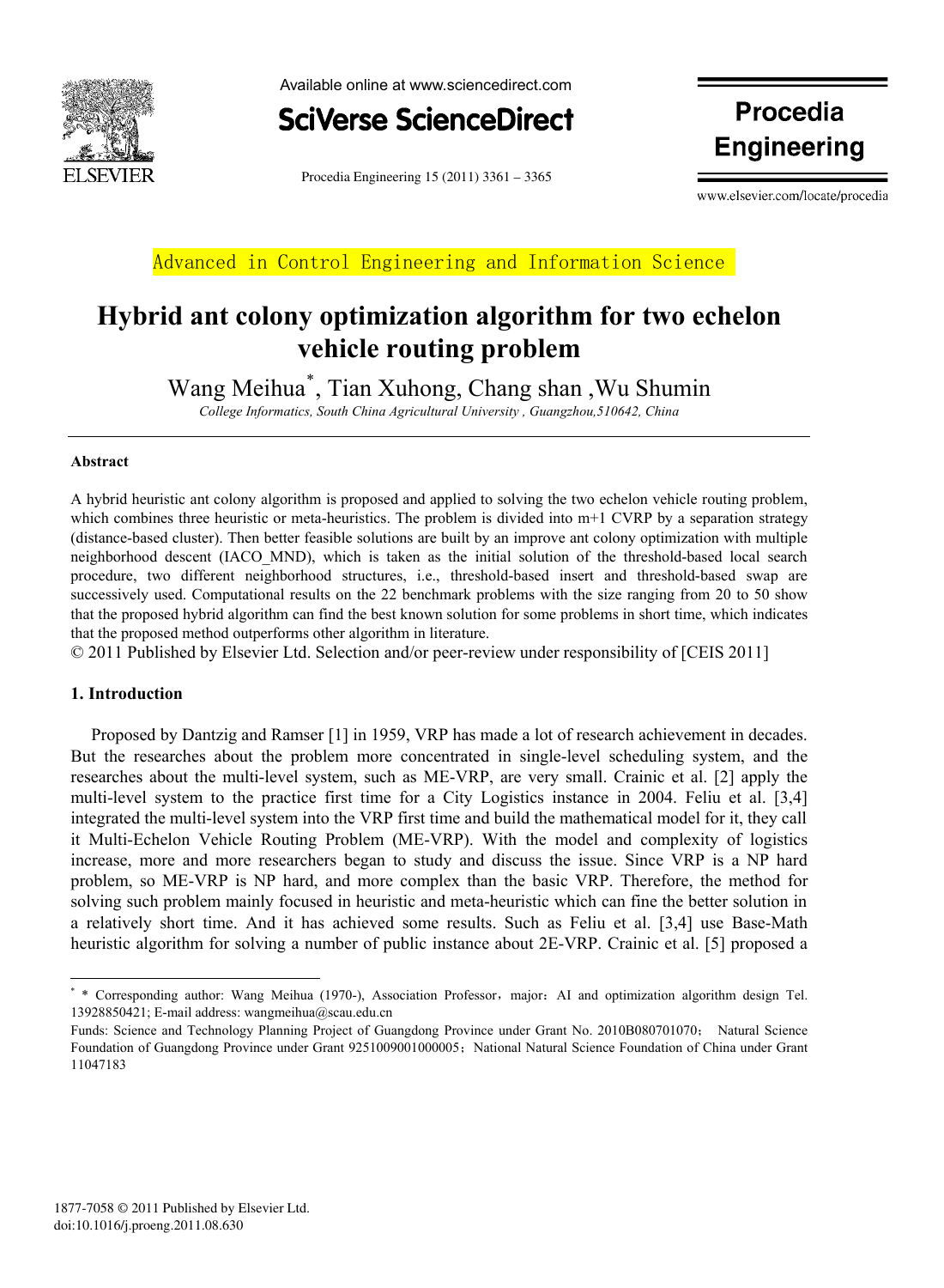Advanced in Control Engineering and Information Science

# Hybrid ant colony optimization algorithm for two echelon vehicle routing problem

Wang Meihua*, Tian Xuhong, Chang shan ,Wu Shumin

*College Informatics, South China Agricultural University , Guangzhou,510642, China*

---

**Abstract**

A hybrid heuristic ant colony algorithm is proposed and applied to solving the two echelon vehicle routing problem, which combines three heuristic or meta-heuristics. The problem is divided into m+1 CVRP by a separation strategy (distance-based cluster). Then better feasible solutions are built by an improve ant colony optimization with multiple neighborhood descent (IACO_MND), which is taken as the initial solution of the threshold-based local search procedure, two different neighborhood structures, i.e., threshold-based insert and threshold-based swap are successively used. Computational results on the 22 benchmark problems with the size ranging from 20 to 50 show that the proposed hybrid algorithm can find the best known solution for some problems in short time, which indicates that the proposed method outperforms other algorithm in literature.

© 2011 Published by Elsevier Ltd. Selection and/or peer-review under responsibility of [CEIS 2011]

## 1. Introduction

Proposed by Dantzig and Ramser [1] in 1959, VRP has made a lot of research achievement in decades. But the researches about the problem more concentrated in single-level scheduling system, and the researches about the multi-level system, such as ME-VRP, are very small. Crainic et al. [2] apply the multi-level system to the practice first time for a City Logistics instance in 2004. Feliu et al. [3,4] integrated the multi-level system into the VRP first time and build the mathematical model for it, they call it Multi-Echelon Vehicle Routing Problem (ME-VRP). With the model and complexity of logistics increase, more and more researchers began to study and discuss the issue. Since VRP is a NP hard problem, so ME-VRP is NP hard, and more complex than the basic VRP. Therefore, the method for solving such problem mainly focused in heuristic and meta-heuristic which can fine the better solution in a relatively short time. And it has achieved some results. Such as Feliu et al. [3,4] use Base-Math heuristic algorithm for solving a number of public instance about 2E-VRP. Crainic et al. [5] proposed a

---

\* Corresponding author: Wang Meihua (1970-), Association Professor，major：AI and optimization algorithm design Tel. 13928850421; E-mail address: wangmeihua@scau.edu.cn

Funds: Science and Technology Planning Project of Guangdong Province under Grant No. 2010B080701070； Natural Science Foundation of Guangdong Province under Grant 9251009001000005；National Natural Science Foundation of China under Grant 11047183

1877-7058 © 2011 Published by Elsevier Ltd.
doi:10.1016/j.proeng.2011.08.630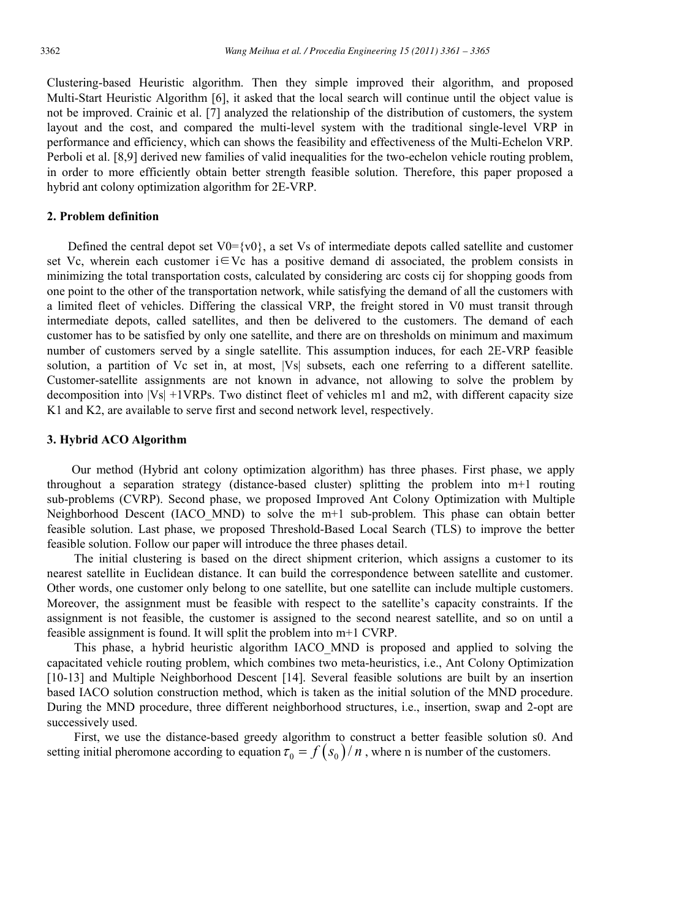Clustering-based Heuristic algorithm. Then they simple improved their algorithm, and proposed Multi-Start Heuristic Algorithm [6], it asked that the local search will continue until the object value is not be improved. Crainic et al. [7] analyzed the relationship of the distribution of customers, the system layout and the cost, and compared the multi-level system with the traditional single-level VRP in performance and efficiency, which can shows the feasibility and effectiveness of the Multi-Echelon VRP. Perboli et al. [8,9] derived new families of valid inequalities for the two-echelon vehicle routing problem, in order to more efficiently obtain better strength feasible solution. Therefore, this paper proposed a hybrid ant colony optimization algorithm for 2E-VRP.

## 2. Problem definition

Defined the central depot set $V0=\{v0\}$, a set Vs of intermediate depots called satellite and customer set Vc, wherein each customer $i \in Vc$ has a positive demand di associated, the problem consists in minimizing the total transportation costs, calculated by considering arc costs cij for shopping goods from one point to the other of the transportation network, while satisfying the demand of all the customers with a limited fleet of vehicles. Differing the classical VRP, the freight stored in V0 must transit through intermediate depots, called satellites, and then be delivered to the customers. The demand of each customer has to be satisfied by only one satellite, and there are on thresholds on minimum and maximum number of customers served by a single satellite. This assumption induces, for each 2E-VRP feasible solution, a partition of Vc set in, at most, |Vs| subsets, each one referring to a different satellite. Customer-satellite assignments are not known in advance, not allowing to solve the problem by decomposition into |Vs| +1VRPs. Two distinct fleet of vehicles m1 and m2, with different capacity size K1 and K2, are available to serve first and second network level, respectively.

## 3. Hybrid ACO Algorithm

Our method (Hybrid ant colony optimization algorithm) has three phases. First phase, we apply throughout a separation strategy (distance-based cluster) splitting the problem into m+1 routing sub-problems (CVRP). Second phase, we proposed Improved Ant Colony Optimization with Multiple Neighborhood Descent (IACO_MND) to solve the m+1 sub-problem. This phase can obtain better feasible solution. Last phase, we proposed Threshold-Based Local Search (TLS) to improve the better feasible solution. Follow our paper will introduce the three phases detail.

The initial clustering is based on the direct shipment criterion, which assigns a customer to its nearest satellite in Euclidean distance. It can build the correspondence between satellite and customer. Other words, one customer only belong to one satellite, but one satellite can include multiple customers. Moreover, the assignment must be feasible with respect to the satellite's capacity constraints. If the assignment is not feasible, the customer is assigned to the second nearest satellite, and so on until a feasible assignment is found. It will split the problem into m+1 CVRP.

This phase, a hybrid heuristic algorithm IACO_MND is proposed and applied to solving the capacitated vehicle routing problem, which combines two meta-heuristics, i.e., Ant Colony Optimization [10-13] and Multiple Neighborhood Descent [14]. Several feasible solutions are built by an insertion based IACO solution construction method, which is taken as the initial solution of the MND procedure. During the MND procedure, three different neighborhood structures, i.e., insertion, swap and 2-opt are successively used.

First, we use the distance-based greedy algorithm to construct a better feasible solution s0. And setting initial pheromone according to equation $\tau_0 = f\left(s_0\right)/n$, where n is number of the customers.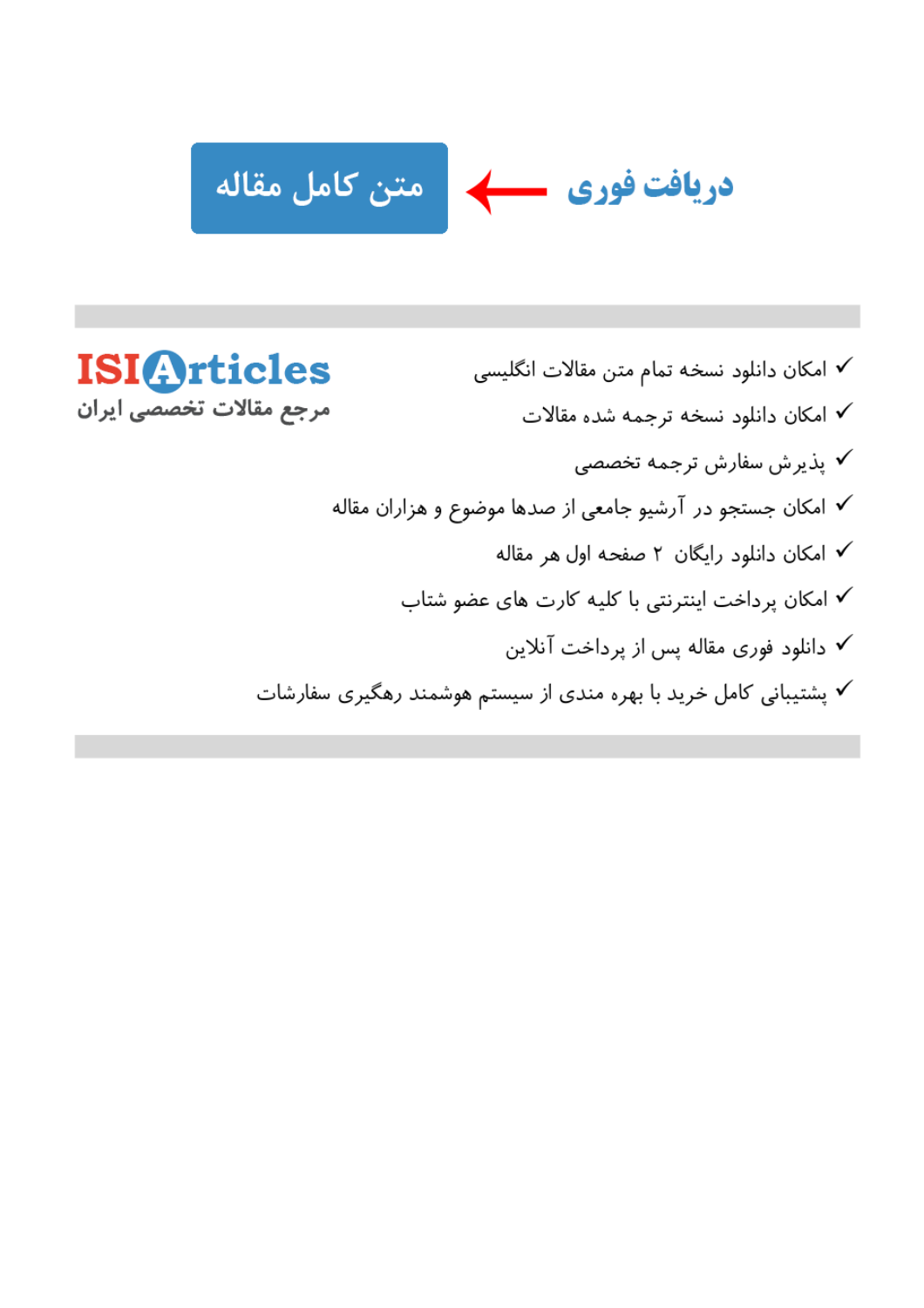دریافت فوری ← **متن کامل مقاله**

**ISIArticles**
مرجع مقالات تخصصی ایران

- ✓ امکان دانلود نسخه تمام متن مقالات انگلیسی
- ✓ امکان دانلود نسخه ترجمه شده مقالات
- ✓ پذیرش سفارش ترجمه تخصصی
- ✓ امکان جستجو در آرشیو جامعی از صدها موضوع و هزاران مقاله
- ✓ امکان دانلود رایگان ۲ صفحه اول هر مقاله
- ✓ امکان پرداخت اینترنتی با کلیه کارت های عضو شتاب
- ✓ دانلود فوری مقاله پس از پرداخت آنلاین
- ✓ پشتیبانی کامل خرید با بهره مندی از سیستم هوشمند رهگیری سفارشات